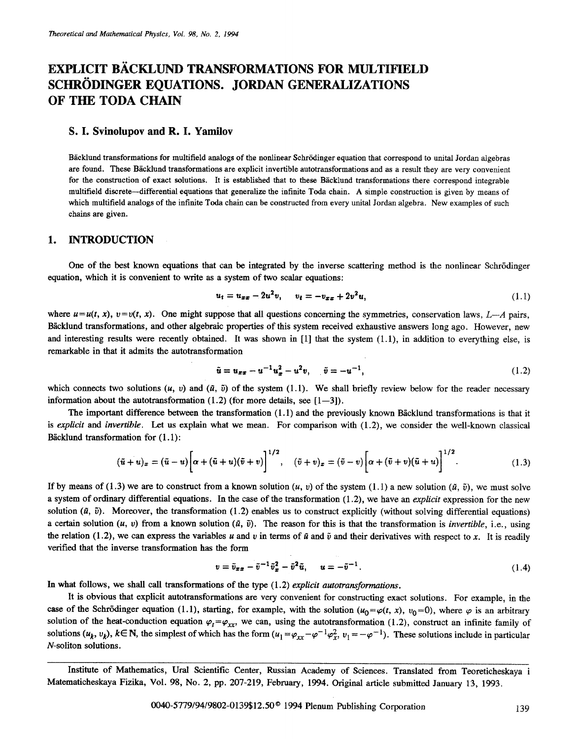# EXPLICIT BÄCKLUND TRANSFORMATIONS FOR MULTIFIELD SCHRÖDINGER EQUATIONS. JORDAN GENERALIZATIONS OF THE TODA CHAIN

### S. I. Svinolupov and R. I. Yamilov

Bäcklund transformations for multifield analogs of the nonlinear Schrödinger equation that correspond to unital Jordan algebras are found. These Bäcklund transformations are explicit invertible autotransformations and as a result they are very convenient for the construction of exact solutions. It is established that to these Bäcklund transformations there correspond integrable multifield discrete—differential equations that generalize the infinite Toda chain. A simple construction is given by means of which multifield analogs of the infinite Toda chain can be constructed from every unital Jordan algebra. New examples of such chains are given.

## 1. INTRODUCTION

One of the best known equations that can be integrated by the inverse scattering method is the nonlinear Schrödinger equation, which it is convenient to write as a system of two scalar equations:

$$u_t = u_{xx} - 2u^2 v, \qquad v_t = -v_{xx} + 2v^2 u, \tag{1.1}$$

where $u=u(t, x)$, $v=v(t, x)$. One might suppose that all questions concerning the symmetries, conservation laws, $L$–$A$ pairs, Bäcklund transformations, and other algebraic properties of this system received exhaustive answers long ago. However, new and interesting results were recently obtained. It was shown in [1] that the system (1.1), in addition to everything else, is remarkable in that it admits the autotransformation

$$\tilde{u} = u_{xx} - u^{-1}u_x^2 - u^2 v, \qquad \tilde{v} = -u^{-1}, \tag{1.2}$$

which connects two solutions $(u, v)$ and $(\tilde{u}, \tilde{v})$ of the system (1.1). We shall briefly review below for the reader necessary information about the autotransformation (1.2) (for more details, see [1—3]).

The important difference between the transformation (1.1) and the previously known Bäcklund transformations is that it is *explicit* and *invertible*. Let us explain what we mean. For comparison with (1.2), we consider the well-known classical Bäcklund transformation for (1.1):

$$(\tilde{u} + u)_x = (\tilde{u} - u)\Big[\alpha + (\tilde{u} + u)(\tilde{v} + v)\Big]^{1/2}, \quad (\tilde{v} + v)_x = (\tilde{v} - v)\Big[\alpha + (\tilde{v} + v)(\tilde{u} + u)\Big]^{1/2}. \tag{1.3}$$

If by means of (1.3) we are to construct from a known solution $(u, v)$ of the system (1.1) a new solution $(\tilde{u}, \tilde{v})$, we must solve a system of ordinary differential equations. In the case of the transformation (1.2), we have an *explicit* expression for the new solution $(\tilde{u}, \tilde{v})$. Moreover, the transformation (1.2) enables us to construct explicitly (without solving differential equations) a certain solution $(u, v)$ from a known solution $(\tilde{u}, \tilde{v})$. The reason for this is that the transformation is *invertible*, i.e., using the relation (1.2), we can express the variables $u$ and $v$ in terms of $\tilde{u}$ and $\tilde{v}$ and their derivatives with respect to $x$. It is readily verified that the inverse transformation has the form

$$v = \tilde{v}_{xx} - \tilde{v}^{-1}\tilde{v}_x^2 - \tilde{v}^2\tilde{u}, \qquad u = -\tilde{v}^{-1}. \tag{1.4}$$

In what follows, we shall call transformations of the type (1.2) *explicit autotransformations*.

It is obvious that explicit autotransformations are very convenient for constructing exact solutions. For example, in the case of the Schrödinger equation (1.1), starting, for example, with the solution $(u_0=\varphi(t, x),\ v_0=0)$, where $\varphi$ is an arbitrary solution of the heat-conduction equation $\varphi_t=\varphi_{xx}$, we can, using the autotransformation (1.2), construct an infinite family of solutions $(u_k, v_k)$, $k \in \mathbb{N}$, the simplest of which has the form $(u_1=\varphi_{xx}-\varphi^{-1}\varphi_x^2,\ v_1=-\varphi^{-1})$. These solutions include in particular $N$-soliton solutions.

---

Institute of Mathematics, Ural Scientific Center, Russian Academy of Sciences. Translated from Teoreticheskaya i Matematicheskaya Fizika, Vol. 98, No. 2, pp. 207-219, February, 1994. Original article submitted January 13, 1993.

0040-5779/94/9802-0139$12.50 © 1994 Plenum Publishing Corporation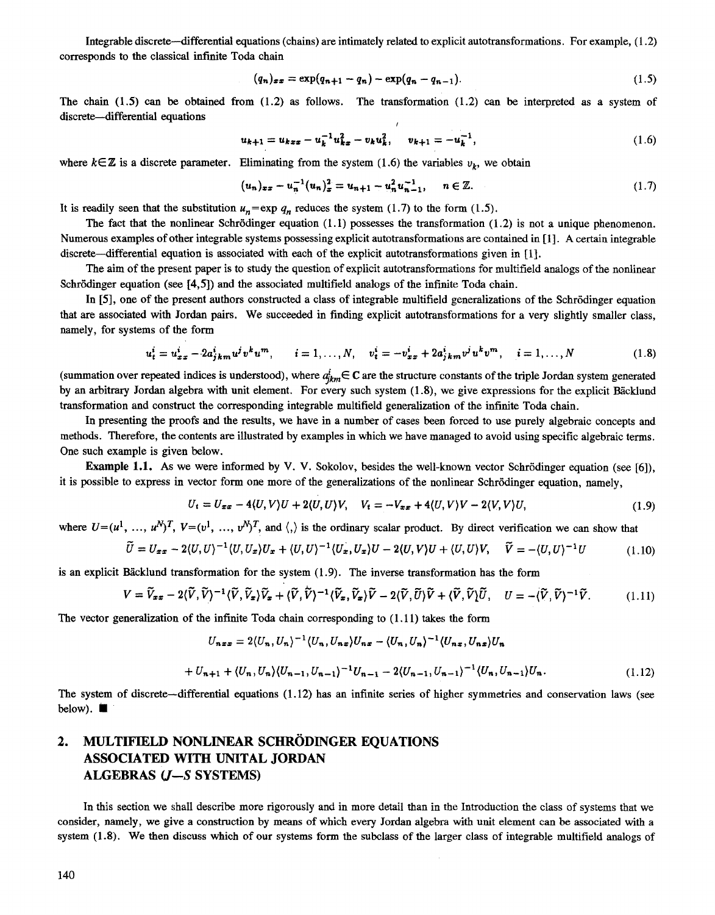Integrable discrete—differential equations (chains) are intimately related to explicit autotransformations. For example, (1.2) corresponds to the classical infinite Toda chain

$$(q_n)_{xx} = \exp(q_{n+1} - q_n) - \exp(q_n - q_{n-1}). \tag{1.5}$$

The chain (1.5) can be obtained from (1.2) as follows. The transformation (1.2) can be interpreted as a system of discrete—differential equations

$$u_{k+1} = u_{kxx} - u_k^{-1}u_{kx}^2 - v_k u_k^2, \quad v_{k+1} = -u_k^{-1}, \tag{1.6}$$

where $k \in \mathbb{Z}$ is a discrete parameter. Eliminating from the system (1.6) the variables $v_k$, we obtain

$$(u_n)_{xx} - u_n^{-1}(u_n)_x^2 = u_{n+1} - u_n^2 u_{n-1}^{-1}, \quad n \in \mathbb{Z}. \tag{1.7}$$

It is readily seen that the substitution $u_n = \exp q_n$ reduces the system (1.7) to the form (1.5).

The fact that the nonlinear Schrödinger equation (1.1) possesses the transformation (1.2) is not a unique phenomenon. Numerous examples of other integrable systems possessing explicit autotransformations are contained in [1]. A certain integrable discrete—differential equation is associated with each of the explicit autotransformations given in [1].

The aim of the present paper is to study the question of explicit autotransformations for multifield analogs of the nonlinear Schrödinger equation (see [4,5]) and the associated multifield analogs of the infinite Toda chain.

In [5], one of the present authors constructed a class of integrable multifield generalizations of the Schrödinger equation that are associated with Jordan pairs. We succeeded in finding explicit autotransformations for a very slightly smaller class, namely, for systems of the form

$$u_t^i = u_{xx}^i - 2a_{jkm}^i u^j v^k u^m, \quad i = 1, \ldots, N, \quad v_t^i = -v_{xx}^i + 2a_{jkm}^i v^j u^k v^m, \quad i = 1, \ldots, N \tag{1.8}$$

(summation over repeated indices is understood), where $a_{jkm}^i \in \mathbf{C}$ are the structure constants of the triple Jordan system generated by an arbitrary Jordan algebra with unit element. For every such system (1.8), we give expressions for the explicit Bäcklund transformation and construct the corresponding integrable multifield generalization of the infinite Toda chain.

In presenting the proofs and the results, we have in a number of cases been forced to use purely algebraic concepts and methods. Therefore, the contents are illustrated by examples in which we have managed to avoid using specific algebraic terms. One such example is given below.

**Example 1.1.** As we were informed by V. V. Sokolov, besides the well-known vector Schrödinger equation (see [6]), it is possible to express in vector form one more of the generalizations of the nonlinear Schrödinger equation, namely,

$$U_t = U_{xx} - 4\langle U, V\rangle U + 2\langle U, U\rangle V, \quad V_t = -V_{xx} + 4\langle U, V\rangle V - 2\langle V, V\rangle U, \tag{1.9}$$

where $U = (u^1, \ldots, u^N)^T$, $V = (v^1, \ldots, v^N)^T$, and $\langle , \rangle$ is the ordinary scalar product. By direct verification we can show that

$$\tilde{U} = U_{xx} - 2\langle U, U\rangle^{-1}\langle U, U_x\rangle U_x + \langle U, U\rangle^{-1}\langle U_x, U_x\rangle U - 2\langle U, V\rangle U + \langle U, U\rangle V, \quad \tilde{V} = -\langle U, U\rangle^{-1} U \tag{1.10}$$

is an explicit Bäcklund transformation for the system (1.9). The inverse transformation has the form

$$V = \tilde{V}_{xx} - 2\langle \tilde{V}, \tilde{V}\rangle^{-1}\langle \tilde{V}, \tilde{V}_x\rangle \tilde{V}_x + \langle \tilde{V}, \tilde{V}\rangle^{-1}\langle \tilde{V}_x, \tilde{V}_x\rangle \tilde{V} - 2\langle \tilde{V}, \tilde{U}\rangle \tilde{V} + \langle \tilde{V}, \tilde{V}\rangle \tilde{U}, \quad U = -\langle \tilde{V}, \tilde{V}\rangle^{-1}\tilde{V}. \tag{1.11}$$

The vector generalization of the infinite Toda chain corresponding to (1.11) takes the form

$$U_{nxx} = 2\langle U_n, U_n\rangle^{-1}\langle U_n, U_{nx}\rangle U_{nx} - \langle U_n, U_n\rangle^{-1}\langle U_{nx}, U_{nx}\rangle U_n$$

$$+ U_{n+1} + \langle U_n, U_n\rangle\langle U_{n-1}, U_{n-1}\rangle^{-1}U_{n-1} - 2\langle U_{n-1}, U_{n-1}\rangle^{-1}\langle U_n, U_{n-1}\rangle U_n. \tag{1.12}$$

The system of discrete—differential equations (1.12) has an infinite series of higher symmetries and conservation laws (see below). ∎

## 2. MULTIFIELD NONLINEAR SCHRÖDINGER EQUATIONS ASSOCIATED WITH UNITAL JORDAN ALGEBRAS (J—S SYSTEMS)

In this section we shall describe more rigorously and in more detail than in the Introduction the class of systems that we consider, namely, we give a construction by means of which every Jordan algebra with unit element can be associated with a system (1.8). We then discuss which of our systems form the subclass of the larger class of integrable multifield analogs of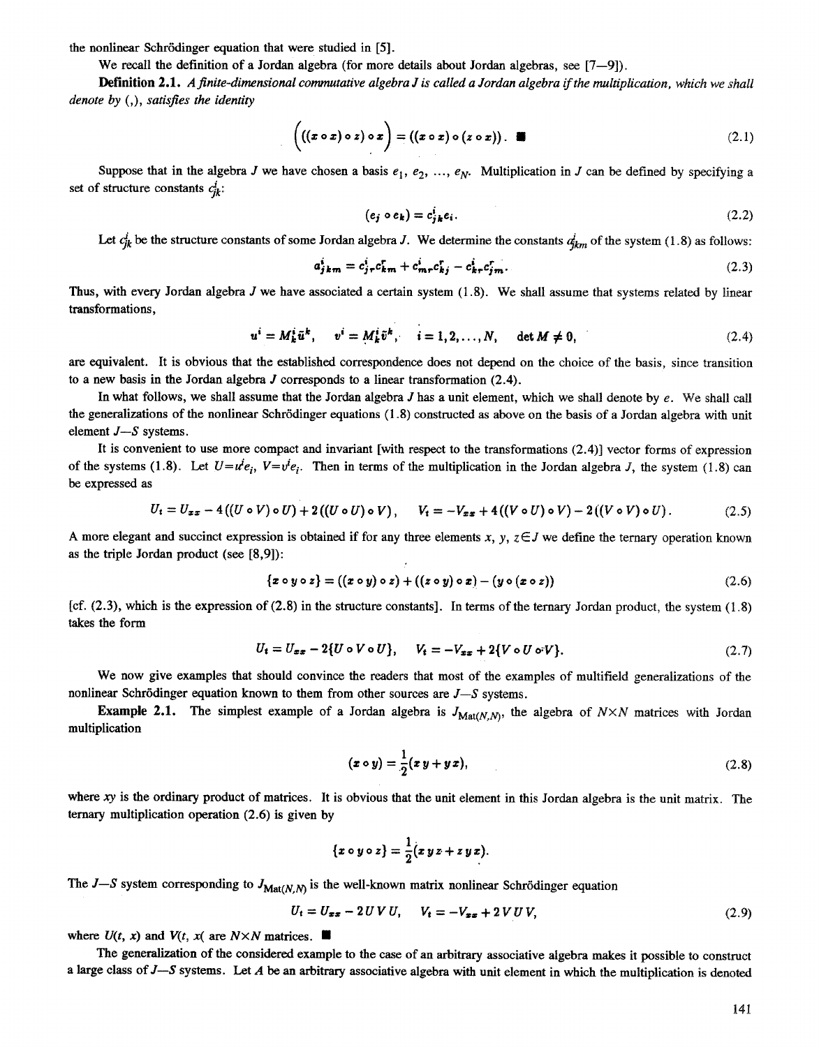the nonlinear Schrödinger equation that were studied in [5].

We recall the definition of a Jordan algebra (for more details about Jordan algebras, see [7—9]).

**Definition 2.1.** *A finite-dimensional commutative algebra J is called a Jordan algebra if the multiplication, which we shall denote by (,), satisfies the identity*

$$\Big(((x \circ x) \circ z) \circ x\Big) = ((x \circ x) \circ (z \circ x)). \quad \blacksquare \tag{2.1}$$

Suppose that in the algebra $J$ we have chosen a basis $e_1, e_2, \ldots, e_N$. Multiplication in $J$ can be defined by specifying a set of structure constants $c^i_{jk}$:

$$(e_j \circ e_k) = c^i_{jk} e_i. \tag{2.2}$$

Let $c^i_{jk}$ be the structure constants of some Jordan algebra $J$. We determine the constants $a^i_{jkm}$ of the system (1.8) as follows:

$$a^i_{jkm} = c^i_{jr} c^r_{km} + c^i_{mr} c^r_{kj} - c^i_{kr} c^r_{jm}. \tag{2.3}$$

Thus, with every Jordan algebra $J$ we have associated a certain system (1.8). We shall assume that systems related by linear transformations,

$$u^i = M^i_k \tilde{u}^k, \quad v^i = M^i_k \tilde{v}^k, \quad i = 1, 2, \ldots, N, \quad \det M \neq 0, \tag{2.4}$$

are equivalent. It is obvious that the established correspondence does not depend on the choice of the basis, since transition to a new basis in the Jordan algebra $J$ corresponds to a linear transformation (2.4).

In what follows, we shall assume that the Jordan algebra $J$ has a unit element, which we shall denote by $e$. We shall call the generalizations of the nonlinear Schrödinger equations (1.8) constructed as above on the basis of a Jordan algebra with unit element $J$—$S$ systems.

It is convenient to use more compact and invariant [with respect to the transformations (2.4)] vector forms of expression of the systems (1.8). Let $U = u^i e_i$, $V = v^i e_i$. Then in terms of the multiplication in the Jordan algebra $J$, the system (1.8) can be expressed as

$$U_t = U_{xx} - 4((U \circ V) \circ U) + 2((U \circ U) \circ V), \quad V_t = -V_{xx} + 4((V \circ U) \circ V) - 2((V \circ V) \circ U). \tag{2.5}$$

A more elegant and succinct expression is obtained if for any three elements $x, y, z \in J$ we define the ternary operation known as the triple Jordan product (see [8,9]):

$$\{x \circ y \circ z\} = ((x \circ y) \circ z) + ((z \circ y) \circ x) - (y \circ (x \circ z)) \tag{2.6}$$

[cf. (2.3), which is the expression of (2.8) in the structure constants]. In terms of the ternary Jordan product, the system (1.8) takes the form

$$U_t = U_{xx} - 2\{U \circ V \circ U\}, \quad V_t = -V_{xx} + 2\{V \circ U \circ V\}. \tag{2.7}$$

We now give examples that should convince the readers that most of the examples of multifield generalizations of the nonlinear Schrödinger equation known to them from other sources are $J$—$S$ systems.

**Example 2.1.** The simplest example of a Jordan algebra is $J_{\mathrm{Mat}(N,N)}$, the algebra of $N \times N$ matrices with Jordan multiplication

$$(x \circ y) = \frac{1}{2}(xy + yx), \tag{2.8}$$

where $xy$ is the ordinary product of matrices. It is obvious that the unit element in this Jordan algebra is the unit matrix. The ternary multiplication operation (2.6) is given by

$$\{x \circ y \circ z\} = \frac{1}{2}(xyz + zyx).$$

The $J$—$S$ system corresponding to $J_{\mathrm{Mat}(N,N)}$ is the well-known matrix nonlinear Schrödinger equation

$$U_t = U_{xx} - 2UVU, \quad V_t = -V_{xx} + 2VUV, \tag{2.9}$$

where $U(t, x)$ and $V(t, x($ are $N \times N$ matrices. $\blacksquare$

The generalization of the considered example to the case of an arbitrary associative algebra makes it possible to construct a large class of $J$—$S$ systems. Let $A$ be an arbitrary associative algebra with unit element in which the multiplication is denoted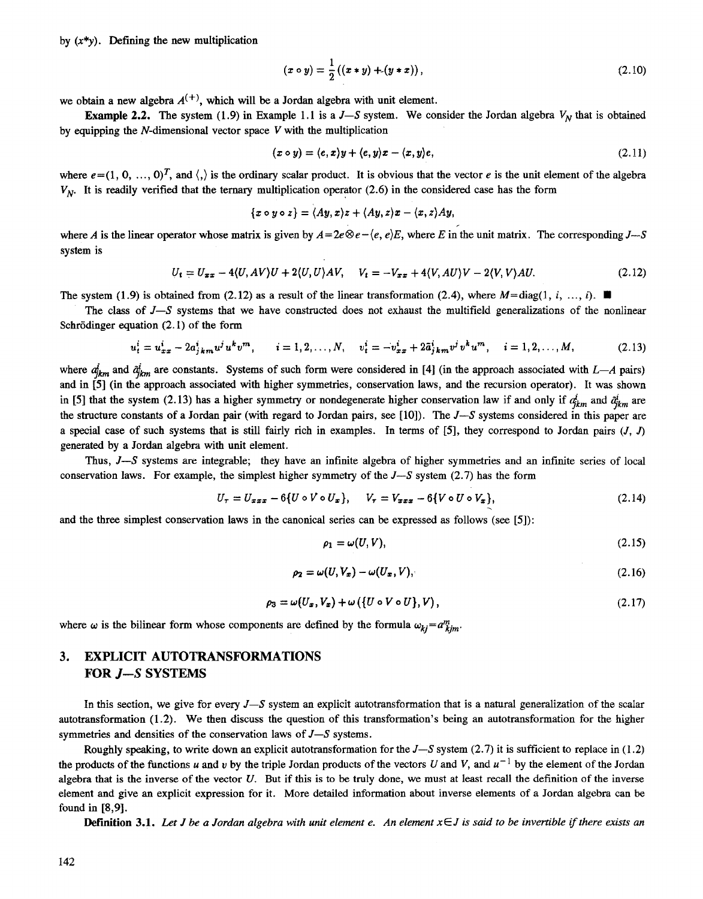by $(x^*y)$. Defining the new multiplication

$$(x \circ y) = \frac{1}{2}((x * y) + (y * x)), \tag{2.10}$$

we obtain a new algebra $A^{(+)}$, which will be a Jordan algebra with unit element.

**Example 2.2.** The system (1.9) in Example 1.1 is a *J—S* system. We consider the Jordan algebra $V_N$ that is obtained by equipping the *N*-dimensional vector space *V* with the multiplication

$$(x \circ y) = \langle e, x\rangle y + \langle e, y\rangle x - \langle x, y\rangle e, \tag{2.11}$$

where $e=(1, 0, \ldots, 0)^T$, and $\langle , \rangle$ is the ordinary scalar product. It is obvious that the vector *e* is the unit element of the algebra $V_N$. It is readily verified that the ternary multiplication operator (2.6) in the considered case has the form

$$\{x \circ y \circ z\} = \langle Ay, x\rangle z + \langle Ay, z\rangle x - \langle x, z\rangle Ay,$$

where *A* is the linear operator whose matrix is given by $A=2e\otimes e-\langle e, e\rangle E$, where *E* in the unit matrix. The corresponding *J—S* system is

$$U_t = U_{xx} - 4\langle U, AV\rangle U + 2\langle U, U\rangle AV, \quad V_t = -V_{xx} + 4\langle V, AU\rangle V - 2\langle V, V\rangle AU. \tag{2.12}$$

The system (1.9) is obtained from (2.12) as a result of the linear transformation (2.4), where $M=\mathrm{diag}(1, i, \ldots, i)$. ■

The class of *J—S* systems that we have constructed does not exhaust the multifield generalizations of the nonlinear Schrödinger equation (2.1) of the form

$$u_t^i = u_{xx}^i - 2a_{jkm}^i u^j u^k v^m, \quad i = 1,2,\ldots,N, \quad v_t^i = -v_{xx}^i + 2\tilde{a}_{jkm}^i v^j v^k u^m, \quad i = 1,2,\ldots,M, \tag{2.13}$$

where $a_{jkm}^i$ and $\tilde{a}_{jkm}^i$ are constants. Systems of such form were considered in [4] (in the approach associated with *L—A* pairs) and in [5] (in the approach associated with higher symmetries, conservation laws, and the recursion operator). It was shown in [5] that the system (2.13) has a higher symmetry or nondegenerate higher conservation law if and only if $a_{jkm}^i$ and $\tilde{a}_{jkm}^i$ are the structure constants of a Jordan pair (with regard to Jordan pairs, see [10]). The *J—S* systems considered in this paper are a special case of such systems that is still fairly rich in examples. In terms of [5], they correspond to Jordan pairs (*J*, *J*) generated by a Jordan algebra with unit element.

Thus, *J—S* systems are integrable; they have an infinite algebra of higher symmetries and an infinite series of local conservation laws. For example, the simplest higher symmetry of the *J—S* system (2.7) has the form

$$U_\tau = U_{xxx} - 6\{U \circ V \circ U_x\}, \quad V_\tau = V_{xxx} - 6\{V \circ U \circ V_x\}, \tag{2.14}$$

and the three simplest conservation laws in the canonical series can be expressed as follows (see [5]):

$$\rho_1 = \omega(U, V), \tag{2.15}$$

$$\rho_2 = \omega(U, V_x) - \omega(U_x, V), \tag{2.16}$$

$$\rho_3 = \omega(U_x, V_x) + \omega(\{U \circ V \circ U\}, V), \tag{2.17}$$

where $\omega$ is the bilinear form whose components are defined by the formula $\omega_{kj}=a_{kjm}^m$.

## 3. EXPLICIT AUTOTRANSFORMATIONS FOR *J—S* SYSTEMS

In this section, we give for every *J—S* system an explicit autotransformation that is a natural generalization of the scalar autotransformation (1.2). We then discuss the question of this transformation's being an autotransformation for the higher symmetries and densities of the conservation laws of *J—S* systems.

Roughly speaking, to write down an explicit autotransformation for the *J—S* system (2.7) it is sufficient to replace in (1.2) the products of the functions *u* and *v* by the triple Jordan products of the vectors *U* and *V*, and $u^{-1}$ by the element of the Jordan algebra that is the inverse of the vector *U*. But if this is to be truly done, we must at least recall the definition of the inverse element and give an explicit expression for it. More detailed information about inverse elements of a Jordan algebra can be found in [8,9].

**Definition 3.1.** *Let J be a Jordan algebra with unit element e. An element $x\in J$ is said to be invertible if there exists an*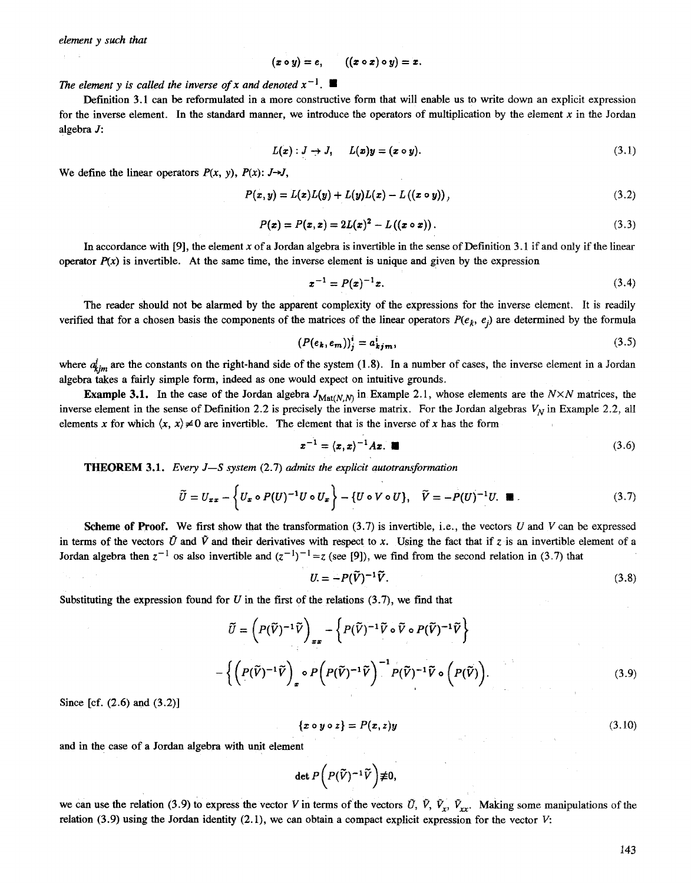*element y such that*

$$(x \circ y) = e, \qquad ((x \circ x) \circ y) = x.$$

*The element y is called the inverse of x and denoted* $x^{-1}$. ■

Definition 3.1 can be reformulated in a more constructive form that will enable us to write down an explicit expression for the inverse element. In the standard manner, we introduce the operators of multiplication by the element $x$ in the Jordan algebra $J$:

$$L(x): J \to J, \qquad L(x)y = (x \circ y). \tag{3.1}$$

We define the linear operators $P(x, y)$, $P(x)$: $J \to J$,

$$P(x,y) = L(x)L(y) + L(y)L(x) - L((x \circ y)), \tag{3.2}$$

$$P(x) = P(x,x) = 2L(x)^2 - L((x \circ x)). \tag{3.3}$$

In accordance with [9], the element $x$ of a Jordan algebra is invertible in the sense of Definition 3.1 if and only if the linear operator $P(x)$ is invertible. At the same time, the inverse element is unique and given by the expression

$$x^{-1} = P(x)^{-1}x. \tag{3.4}$$

The reader should not be alarmed by the apparent complexity of the expressions for the inverse element. It is readily verified that for a chosen basis the components of the matrices of the linear operators $P(e_k, e_j)$ are determined by the formula

$$(P(e_k, e_m))^i_j = a^i_{kjm}, \tag{3.5}$$

where $a^i_{kjm}$ are the constants on the right-hand side of the system (1.8). In a number of cases, the inverse element in a Jordan algebra takes a fairly simple form, indeed as one would expect on intuitive grounds.

**Example 3.1.** In the case of the Jordan algebra $J_{\mathrm{Mat}(N,N)}$ in Example 2.1, whose elements are the $N \times N$ matrices, the inverse element in the sense of Definition 2.2 is precisely the inverse matrix. For the Jordan algebras $V_N$ in Example 2.2, all elements $x$ for which $\langle x, x\rangle \neq 0$ are invertible. The element that is the inverse of $x$ has the form

$$x^{-1} = \langle x, x\rangle^{-1} Ax. \; ■ \tag{3.6}$$

**THEOREM 3.1.** *Every J—S system (2.7) admits the explicit autotransformation*

$$\tilde{U} = U_{xx} - \left\{U_x \circ P(U)^{-1}U \circ U_x\right\} - \{U \circ V \circ U\}, \quad \tilde{V} = -P(U)^{-1}U. \; ■ \tag{3.7}$$

**Scheme of Proof.** We first show that the transformation (3.7) is invertible, i.e., the vectors $U$ and $V$ can be expressed in terms of the vectors $\tilde{U}$ and $\tilde{V}$ and their derivatives with respect to $x$. Using the fact that if $z$ is an invertible element of a Jordan algebra then $z^{-1}$ os also invertible and $(z^{-1})^{-1} = z$ (see [9]), we find from the second relation in (3.7) that

$$U = -P(\tilde{V})^{-1}\tilde{V}. \tag{3.8}$$

Substituting the expression found for $U$ in the first of the relations (3.7), we find that

$$\tilde{U} = \left(P(\tilde{V})^{-1}\tilde{V}\right)_{xx} - \left\{P(\tilde{V})^{-1}\tilde{V} \circ \tilde{V} \circ P(\tilde{V})^{-1}\tilde{V}\right\}$$

$$- \left\{\left(P(\tilde{V})^{-1}\tilde{V}\right)_x \circ P\left(P(\tilde{V})^{-1}\tilde{V}\right)^{-1} P(\tilde{V})^{-1}\tilde{V} \circ \left(P(\tilde{V})\right).\right. \tag{3.9}$$

Since [cf. (2.6) and (3.2)]

$$\{x \circ y \circ z\} = P(x,z)y \tag{3.10}$$

and in the case of a Jordan algebra with unit element

$$\det P\left(P(\tilde{V})^{-1}\tilde{V}\right) \neq 0,$$

we can use the relation (3.9) to express the vector $V$ in terms of the vectors $\tilde{U}$, $\tilde{V}$, $\tilde{V}_x$, $\tilde{V}_{xx}$. Making some manipulations of the relation (3.9) using the Jordan identity (2.1), we can obtain a compact explicit expression for the vector $V$: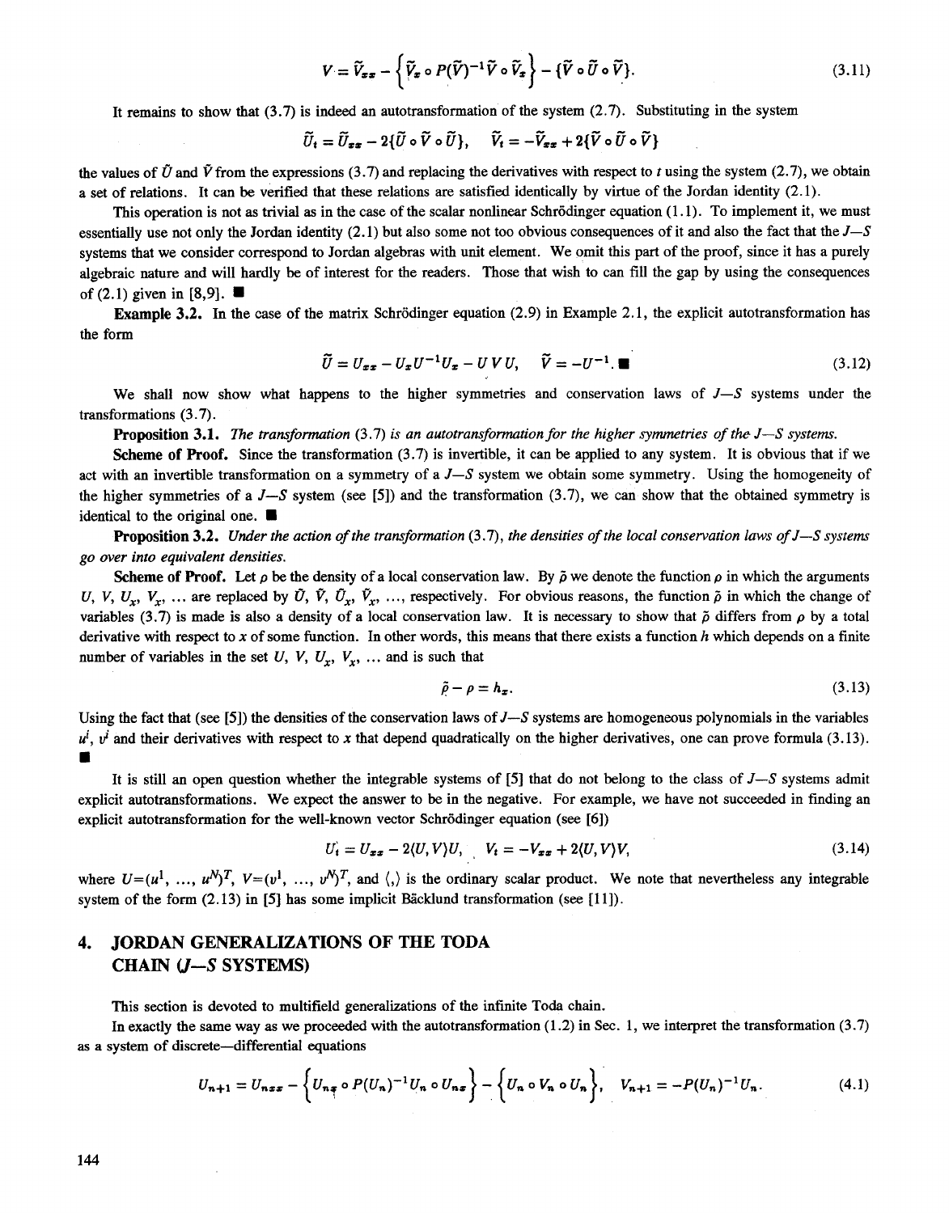$$V = \tilde{V}_{xx} - \left\{\tilde{V}_x \circ P(\tilde{V})^{-1}\tilde{V} \circ \tilde{V}_x\right\} - \{\tilde{V} \circ \tilde{U} \circ \tilde{V}\}. \tag{3.11}$$

It remains to show that (3.7) is indeed an autotransformation of the system (2.7). Substituting in the system

$$\tilde{U}_t = \tilde{U}_{xx} - 2\{\tilde{U} \circ \tilde{V} \circ \tilde{U}\}, \quad \tilde{V}_t = -\tilde{V}_{xx} + 2\{\tilde{V} \circ \tilde{U} \circ \tilde{V}\}$$

the values of $\tilde{U}$ and $\tilde{V}$ from the expressions (3.7) and replacing the derivatives with respect to $t$ using the system (2.7), we obtain a set of relations. It can be verified that these relations are satisfied identically by virtue of the Jordan identity (2.1).

This operation is not as trivial as in the case of the scalar nonlinear Schrödinger equation (1.1). To implement it, we must essentially use not only the Jordan identity (2.1) but also some not too obvious consequences of it and also the fact that the $J$—$S$ systems that we consider correspond to Jordan algebras with unit element. We omit this part of the proof, since it has a purely algebraic nature and will hardly be of interest for the readers. Those that wish to can fill the gap by using the consequences of (2.1) given in [8,9]. ∎

**Example 3.2.** In the case of the matrix Schrödinger equation (2.9) in Example 2.1, the explicit autotransformation has the form

$$\tilde{U} = U_{xx} - U_x U^{-1} U_x - U\,V\,U, \quad \tilde{V} = -U^{-1}. \blacksquare \tag{3.12}$$

We shall now show what happens to the higher symmetries and conservation laws of $J$—$S$ systems under the transformations (3.7).

**Proposition 3.1.** *The transformation* (3.7) *is an autotransformation for the higher symmetries of the $J$—$S$ systems.*

**Scheme of Proof.** Since the transformation (3.7) is invertible, it can be applied to any system. It is obvious that if we act with an invertible transformation on a symmetry of a $J$—$S$ system we obtain some symmetry. Using the homogeneity of the higher symmetries of a $J$—$S$ system (see [5]) and the transformation (3.7), we can show that the obtained symmetry is identical to the original one. ∎

**Proposition 3.2.** *Under the action of the transformation* (3.7), *the densities of the local conservation laws of $J$—$S$ systems go over into equivalent densities.*

**Scheme of Proof.** Let $\rho$ be the density of a local conservation law. By $\tilde{\rho}$ we denote the function $\rho$ in which the arguments $U$, $V$, $U_x$, $V_x$, ... are replaced by $\tilde{U}$, $\tilde{V}$, $\tilde{U}_x$, $\tilde{V}_x$, ..., respectively. For obvious reasons, the function $\tilde{\rho}$ in which the change of variables (3.7) is made is also a density of a local conservation law. It is necessary to show that $\tilde{\rho}$ differs from $\rho$ by a total derivative with respect to $x$ of some function. In other words, this means that there exists a function $h$ which depends on a finite number of variables in the set $U$, $V$, $U_x$, $V_x$, ... and is such that

$$\tilde{\rho} - \rho = h_x. \tag{3.13}$$

Using the fact that (see [5]) the densities of the conservation laws of $J$—$S$ systems are homogeneous polynomials in the variables $u^i$, $v^j$ and their derivatives with respect to $x$ that depend quadratically on the higher derivatives, one can prove formula (3.13). ∎

It is still an open question whether the integrable systems of [5] that do not belong to the class of $J$—$S$ systems admit explicit autotransformations. We expect the answer to be in the negative. For example, we have not succeeded in finding an explicit autotransformation for the well-known vector Schrödinger equation (see [6])

$$U_t = U_{xx} - 2\langle U, V\rangle U, \quad V_t = -V_{xx} + 2\langle U, V\rangle V, \tag{3.14}$$

where $U=(u^1, \ldots, u^N)^T$, $V=(v^1, \ldots, v^N)^T$, and $\langle , \rangle$ is the ordinary scalar product. We note that nevertheless any integrable system of the form (2.13) in [5] has some implicit Bäcklund transformation (see [11]).

## 4. JORDAN GENERALIZATIONS OF THE TODA CHAIN ($J$—$S$ SYSTEMS)

This section is devoted to multifield generalizations of the infinite Toda chain.

In exactly the same way as we proceeded with the autotransformation (1.2) in Sec. 1, we interpret the transformation (3.7) as a system of discrete—differential equations

$$U_{n+1} = U_{nxx} - \left\{U_{nx} \circ P(U_n)^{-1} U_n \circ U_{nx}\right\} - \left\{U_n \circ V_n \circ U_n\right\}, \quad V_{n+1} = -P(U_n)^{-1} U_n. \tag{4.1}$$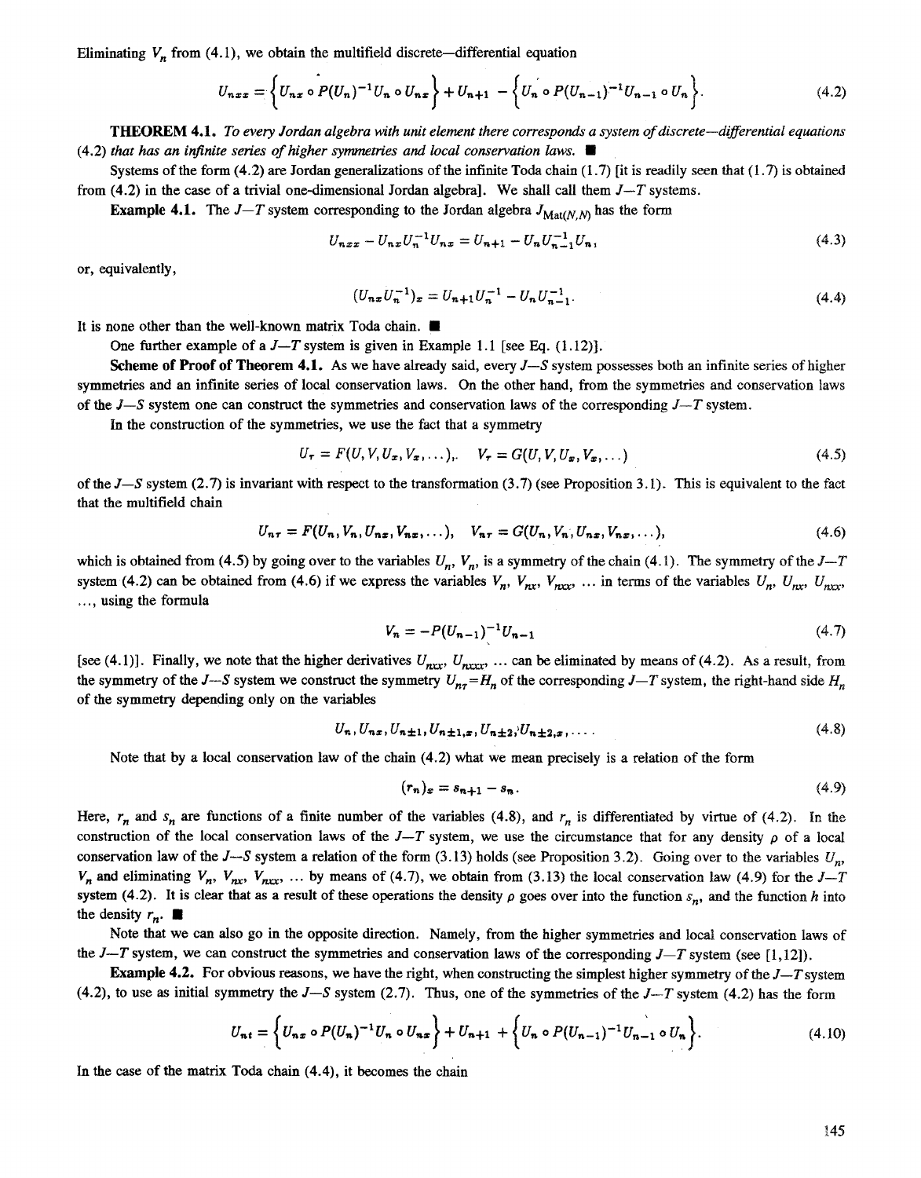Eliminating $V_n$ from (4.1), we obtain the multifield discrete—differential equation

$$U_{nxx} = \left\{ U_{nx} \circ P(U_n)^{-1} U_n \circ U_{nx} \right\} + U_{n+1} - \left\{ U_n \circ P(U_{n-1})^{-1} U_{n-1} \circ U_n \right\}. \tag{4.2}$$

**THEOREM 4.1.** *To every Jordan algebra with unit element there corresponds a system of discrete—differential equations* (4.2) *that has an infinite series of higher symmetries and local conservation laws.* ■

Systems of the form (4.2) are Jordan generalizations of the infinite Toda chain (1.7) [it is readily seen that (1.7) is obtained from (4.2) in the case of a trivial one-dimensional Jordan algebra]. We shall call them $J$—$T$ systems.

**Example 4.1.** The $J$—$T$ system corresponding to the Jordan algebra $J_{\mathrm{Mat}(N,N)}$ has the form

$$U_{nxx} - U_{nx} U_n^{-1} U_{nx} = U_{n+1} - U_n U_{n-1}^{-1} U_n, \tag{4.3}$$

or, equivalently,

$$(U_{nx} U_n^{-1})_x = U_{n+1} U_n^{-1} - U_n U_{n-1}^{-1}. \tag{4.4}$$

It is none other than the well-known matrix Toda chain. ■

One further example of a $J$—$T$ system is given in Example 1.1 [see Eq. (1.12)].

**Scheme of Proof of Theorem 4.1.** As we have already said, every $J$—$S$ system possesses both an infinite series of higher symmetries and an infinite series of local conservation laws. On the other hand, from the symmetries and conservation laws of the $J$—$S$ system one can construct the symmetries and conservation laws of the corresponding $J$—$T$ system.

In the construction of the symmetries, we use the fact that a symmetry

$$U_\tau = F(U, V, U_x, V_x, \ldots), \quad V_\tau = G(U, V, U_x, V_x, \ldots) \tag{4.5}$$

of the $J$—$S$ system (2.7) is invariant with respect to the transformation (3.7) (see Proposition 3.1). This is equivalent to the fact that the multifield chain

$$U_{n\tau} = F(U_n, V_n, U_{nx}, V_{nx}, \ldots), \quad V_{n\tau} = G(U_n, V_n, U_{nx}, V_{nx}, \ldots), \tag{4.6}$$

which is obtained from (4.5) by going over to the variables $U_n$, $V_n$, is a symmetry of the chain (4.1). The symmetry of the $J$—$T$ system (4.2) can be obtained from (4.6) if we express the variables $V_n$, $V_{nx}$, $V_{nxx}$, ... in terms of the variables $U_n$, $U_{nx}$, $U_{nxx}$, ..., using the formula

$$V_n = -P(U_{n-1})^{-1} U_{n-1} \tag{4.7}$$

[see (4.1)]. Finally, we note that the higher derivatives $U_{nxx}$, $U_{nxxx}$, ... can be eliminated by means of (4.2). As a result, from the symmetry of the $J$—$S$ system we construct the symmetry $U_{n\tau} = H_n$ of the corresponding $J$—$T$ system, the right-hand side $H_n$ of the symmetry depending only on the variables

$$U_n, U_{nx}, U_{n\pm1}, U_{n\pm1,x}, U_{n\pm2}, U_{n\pm2,x}, \ldots. \tag{4.8}$$

Note that by a local conservation law of the chain (4.2) what we mean precisely is a relation of the form

$$(r_n)_x = s_{n+1} - s_n. \tag{4.9}$$

Here, $r_n$ and $s_n$ are functions of a finite number of the variables (4.8), and $r_n$ is differentiated by virtue of (4.2). In the construction of the local conservation laws of the $J$—$T$ system, we use the circumstance that for any density $\rho$ of a local conservation law of the $J$—$S$ system a relation of the form (3.13) holds (see Proposition 3.2). Going over to the variables $U_n$, $V_n$ and eliminating $V_n$, $V_{nx}$, $V_{nxx}$, ... by means of (4.7), we obtain from (3.13) the local conservation law (4.9) for the $J$—$T$ system (4.2). It is clear that as a result of these operations the density $\rho$ goes over into the function $s_n$, and the function $h$ into the density $r_n$. ■

Note that we can also go in the opposite direction. Namely, from the higher symmetries and local conservation laws of the $J$—$T$ system, we can construct the symmetries and conservation laws of the corresponding $J$—$T$ system (see [1,12]).

**Example 4.2.** For obvious reasons, we have the right, when constructing the simplest higher symmetry of the $J$—$T$ system (4.2), to use as initial symmetry the $J$—$S$ system (2.7). Thus, one of the symmetries of the $J$—$T$ system (4.2) has the form

$$U_{nt} = \left\{ U_{nx} \circ P(U_n)^{-1} U_n \circ U_{nx} \right\} + U_{n+1} + \left\{ U_n \circ P(U_{n-1})^{-1} U_{n-1} \circ U_n \right\}. \tag{4.10}$$

In the case of the matrix Toda chain (4.4), it becomes the chain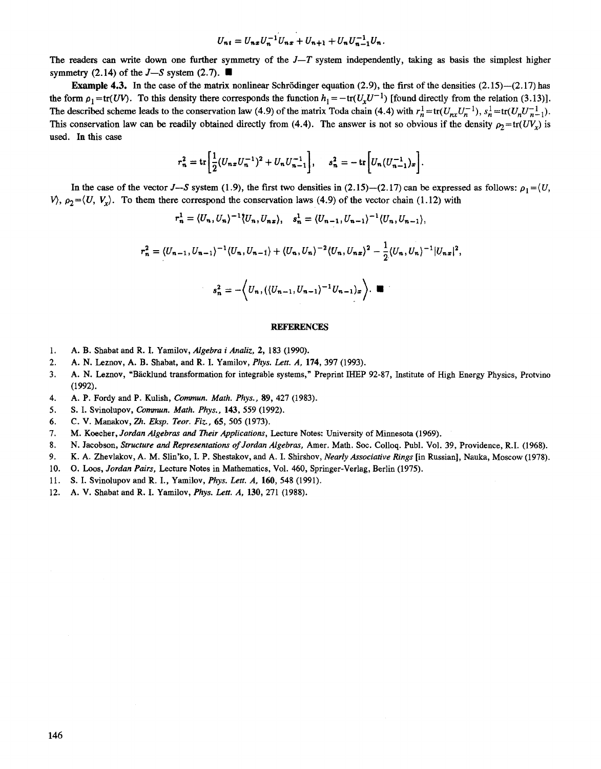$$U_{nt} = U_{nx} U_n^{-1} U_{nx} + U_{n+1} + U_n U_{n-1}^{-1} U_n.$$

The readers can write down one further symmetry of the $J$—$T$ system independently, taking as basis the simplest higher symmetry (2.14) of the $J$—$S$ system (2.7). ■

**Example 4.3.** In the case of the matrix nonlinear Schrödinger equation (2.9), the first of the densities (2.15)—(2.17) has the form $\rho_1 = \mathrm{tr}(UV)$. To this density there corresponds the function $h_1 = -\mathrm{tr}(U_x U^{-1})$ [found directly from the relation (3.13)]. The described scheme leads to the conservation law (4.9) of the matrix Toda chain (4.4) with $r_n^1 = \mathrm{tr}(U_{nx} U_n^{-1})$, $s_n^1 = \mathrm{tr}(U_n U_{n-1}^{-1})$. This conservation law can be readily obtained directly from (4.4). The answer is not so obvious if the density $\rho_2 = \mathrm{tr}(UV_x)$ is used. In this case

$$r_n^2 = \mathrm{tr}\left[\frac{1}{2}(U_{nx} U_n^{-1})^2 + U_n U_{n-1}^{-1}\right], \quad s_n^2 = -\mathrm{tr}\left[U_n (U_{n-1}^{-1})_x\right].$$

In the case of the vector $J$—$S$ system (1.9), the first two densities in (2.15)—(2.17) can be expressed as follows: $\rho_1 = \langle U, V\rangle$, $\rho_2 = \langle U, V_x\rangle$. To them there correspond the conservation laws (4.9) of the vector chain (1.12) with

$$r_n^1 = \langle U_n, U_n\rangle^{-1} \langle U_n, U_{nx}\rangle, \quad s_n^1 = \langle U_{n-1}, U_{n-1}\rangle^{-1} \langle U_n, U_{n-1}\rangle,$$

$$r_n^2 = \langle U_{n-1}, U_{n-1}\rangle^{-1} \langle U_n, U_{n-1}\rangle + \langle U_n, U_n\rangle^{-2} \langle U_n, U_{nx}\rangle^2 - \frac{1}{2} \langle U_n, U_n\rangle^{-1} |U_{nx}|^2,$$

$$s_n^2 = -\Big\langle U_n, (\langle U_{n-1}, U_{n-1}\rangle^{-1} U_{n-1})_x \Big\rangle. \ ■$$

## REFERENCES

1. A. B. Shabat and R. I. Yamilov, *Algebra i Analiz*, **2**, 183 (1990).
2. A. N. Leznov, A. B. Shabat, and R. I. Yamilov, *Phys. Lett. A*, **174**, 397 (1993).
3. A. N. Leznov, "Bäcklund transformation for integrable systems," Preprint IHEP 92-87, Institute of High Energy Physics, Protvino (1992).
4. A. P. Fordy and P. Kulish, *Commun. Math. Phys.*, **89**, 427 (1983).
5. S. I. Svinolupov, *Commun. Math. Phys.*, **143**, 559 (1992).
6. C. V. Manakov, *Zh. Eksp. Teor. Fiz.*, **65**, 505 (1973).
7. M. Koecher, *Jordan Algebras and Their Applications*, Lecture Notes: University of Minnesota (1969).
8. N. Jacobson, *Structure and Representations of Jordan Algebras*, Amer. Math. Soc. Colloq. Publ. Vol. 39, Providence, R.I. (1968).
9. K. A. Zhevlakov, A. M. Slin'ko, I. P. Shestakov, and A. I. Shirshov, *Nearly Associative Rings* [in Russian], Nauka, Moscow (1978).
10. O. Loos, *Jordan Pairs*, Lecture Notes in Mathematics, Vol. 460, Springer-Verlag, Berlin (1975).
11. S. I. Svinolupov and R. I., Yamilov, *Phys. Lett. A*, **160**, 548 (1991).
12. A. V. Shabat and R. I. Yamilov, *Phys. Lett. A*, **130**, 271 (1988).